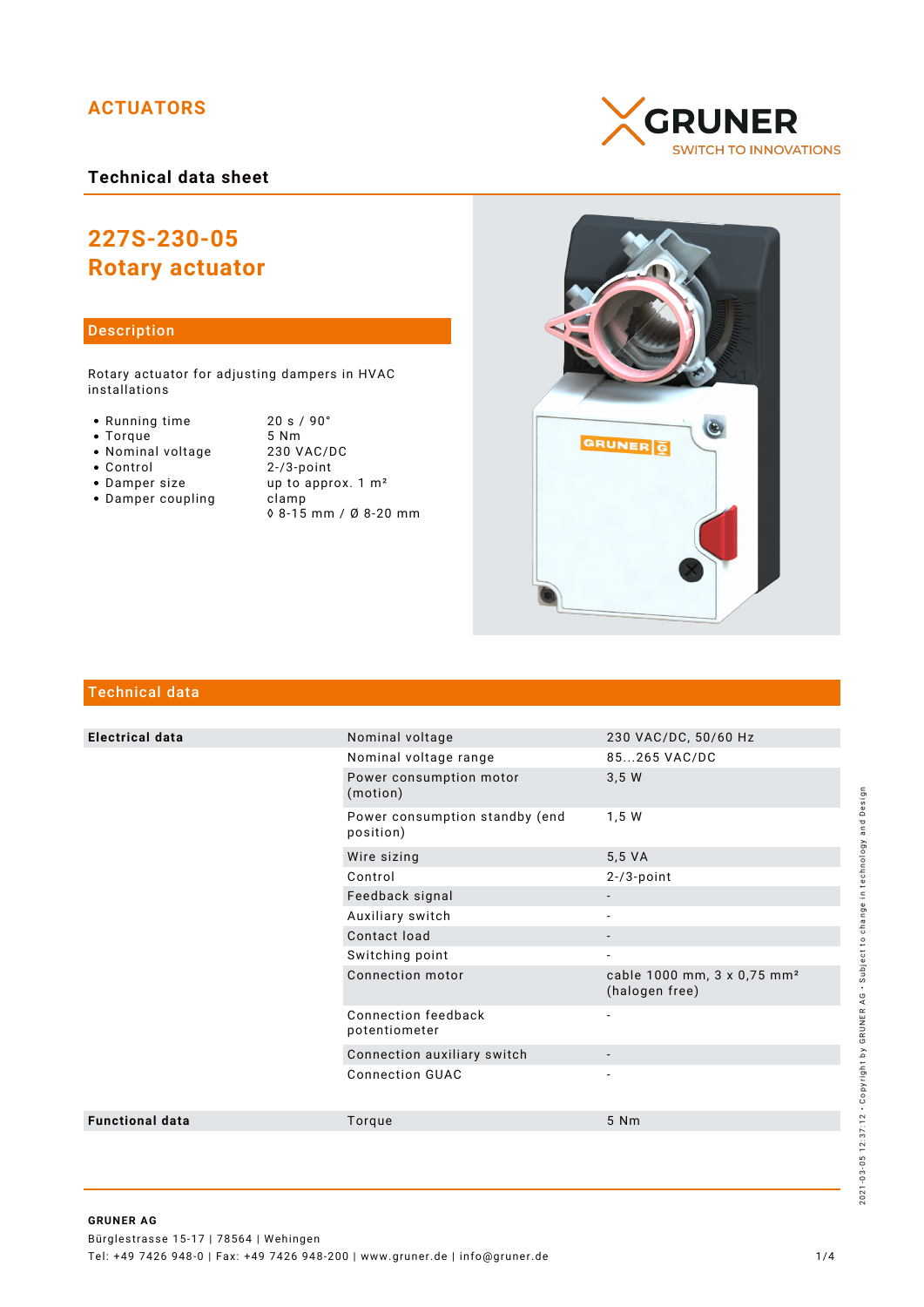ACTUATORS

GRUNER
SWITCH TO INNOVATIONS

**Technical data sheet**

# 227S-230-05
# Rotary actuator

## Description

Rotary actuator for adjusting dampers in HVAC installations

- Running time — 20 s / 90°
- Torque — 5 Nm
- Nominal voltage — 230 VAC/DC
- Control — 2-/3-point
- Damper size — up to approx. 1 m²
- Damper coupling — clamp ◊ 8-15 mm / Ø 8-20 mm

## Technical data

| | | |
|---|---|---|
| **Electrical data** | Nominal voltage | 230 VAC/DC, 50/60 Hz |
| | Nominal voltage range | 85...265 VAC/DC |
| | Power consumption motor (motion) | 3,5 W |
| | Power consumption standby (end position) | 1,5 W |
| | Wire sizing | 5,5 VA |
| | Control | 2-/3-point |
| | Feedback signal | - |
| | Auxiliary switch | - |
| | Contact load | - |
| | Switching point | - |
| | Connection motor | cable 1000 mm, 3 x 0,75 mm² (halogen free) |
| | Connection feedback potentiometer | - |
| | Connection auxiliary switch | - |
| | Connection GUAC | - |
| **Functional data** | Torque | 5 Nm |

2021-03-05 12:37:12 • Copyright by GRUNER AG • Subject to change in technology and Design

**GRUNER AG**
Bürglestrasse 15-17 | 78564 | Wehingen
Tel: +49 7426 948-0 | Fax: +49 7426 948-200 | www.gruner.de | info@gruner.de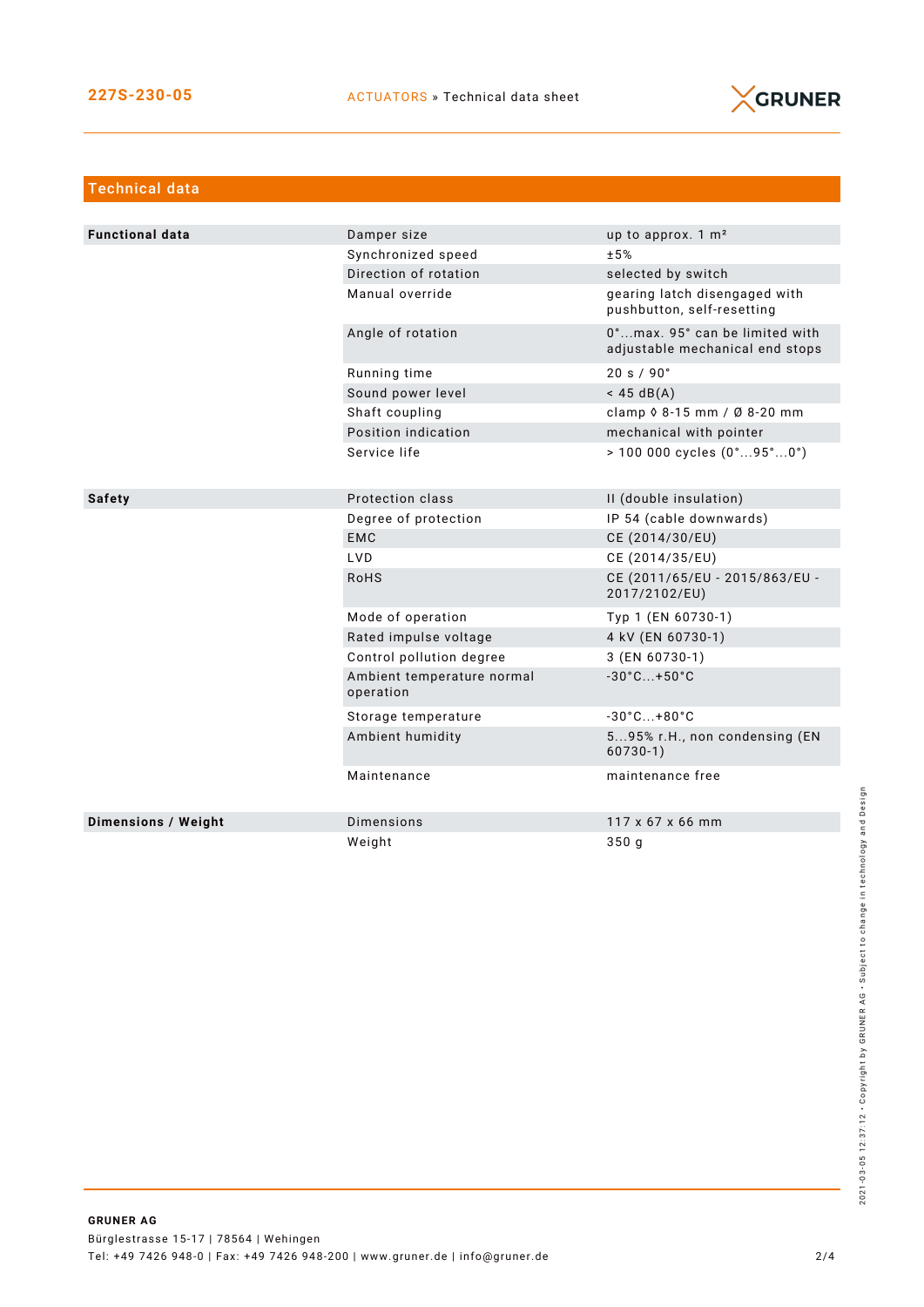## Technical data

| | | |
|---|---|---|
| **Functional data** | Damper size | up to approx. 1 m² |
| | Synchronized speed | ±5% |
| | Direction of rotation | selected by switch |
| | Manual override | gearing latch disengaged with pushbutton, self-resetting |
| | Angle of rotation | 0°...max. 95° can be limited with adjustable mechanical end stops |
| | Running time | 20 s / 90° |
| | Sound power level | < 45 dB(A) |
| | Shaft coupling | clamp ◊ 8-15 mm / Ø 8-20 mm |
| | Position indication | mechanical with pointer |
| | Service life | > 100 000 cycles (0°...95°...0°) |
| **Safety** | Protection class | II (double insulation) |
| | Degree of protection | IP 54 (cable downwards) |
| | EMC | CE (2014/30/EU) |
| | LVD | CE (2014/35/EU) |
| | RoHS | CE (2011/65/EU - 2015/863/EU - 2017/2102/EU) |
| | Mode of operation | Typ 1 (EN 60730-1) |
| | Rated impulse voltage | 4 kV (EN 60730-1) |
| | Control pollution degree | 3 (EN 60730-1) |
| | Ambient temperature normal operation | -30°C...+50°C |
| | Storage temperature | -30°C...+80°C |
| | Ambient humidity | 5...95% r.H., non condensing (EN 60730-1) |
| | Maintenance | maintenance free |
| **Dimensions / Weight** | Dimensions | 117 x 67 x 66 mm |
| | Weight | 350 g |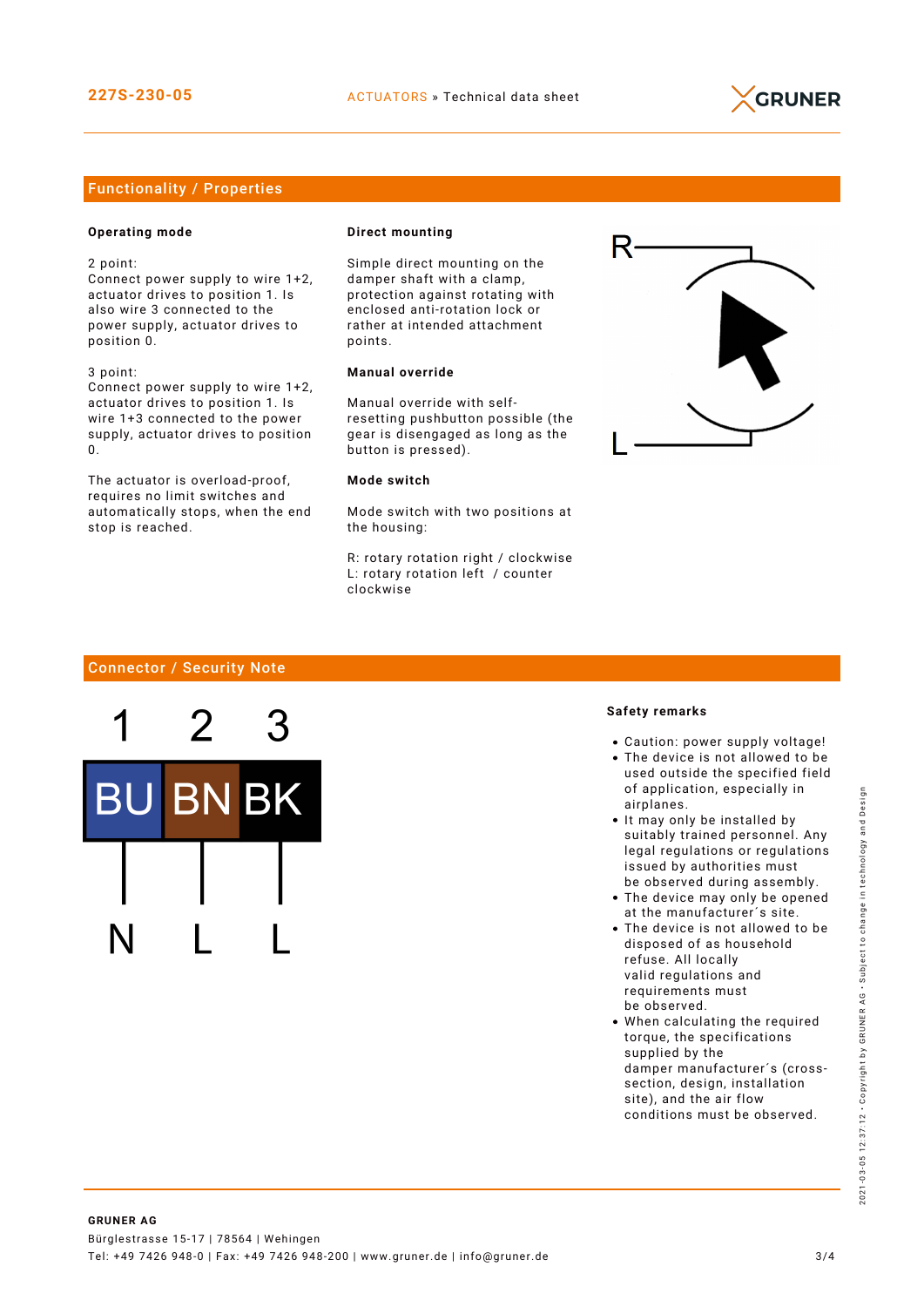## Functionality / Properties

### Operating mode

2 point:
Connect power supply to wire 1+2, actuator drives to position 1. Is also wire 3 connected to the power supply, actuator drives to position 0.

3 point:
Connect power supply to wire 1+2, actuator drives to position 1. Is wire 1+3 connected to the power supply, actuator drives to position 0.

The actuator is overload-proof, requires no limit switches and automatically stops, when the end stop is reached.

### Direct mounting

Simple direct mounting on the damper shaft with a clamp, protection against rotating with enclosed anti-rotation lock or rather at intended attachment points.

### Manual override

Manual override with self-resetting pushbutton possible (the gear is disengaged as long as the button is pressed).

### Mode switch

Mode switch with two positions at the housing:

R: rotary rotation right / clockwise
L: rotary rotation left / counter clockwise

## Connector / Security Note

| 1 | 2 | 3 |
|---|---|---|
| BU | BN | BK |
| N | L | L |

### Safety remarks

- Caution: power supply voltage!
- The device is not allowed to be used outside the specified field of application, especially in airplanes.
- It may only be installed by suitably trained personnel. Any legal regulations or regulations issued by authorities must be observed during assembly.
- The device may only be opened at the manufacturer´s site.
- The device is not allowed to be disposed of as household refuse. All locally valid regulations and requirements must be observed.
- When calculating the required torque, the specifications supplied by the damper manufacturer´s (cross-section, design, installation site), and the air flow conditions must be observed.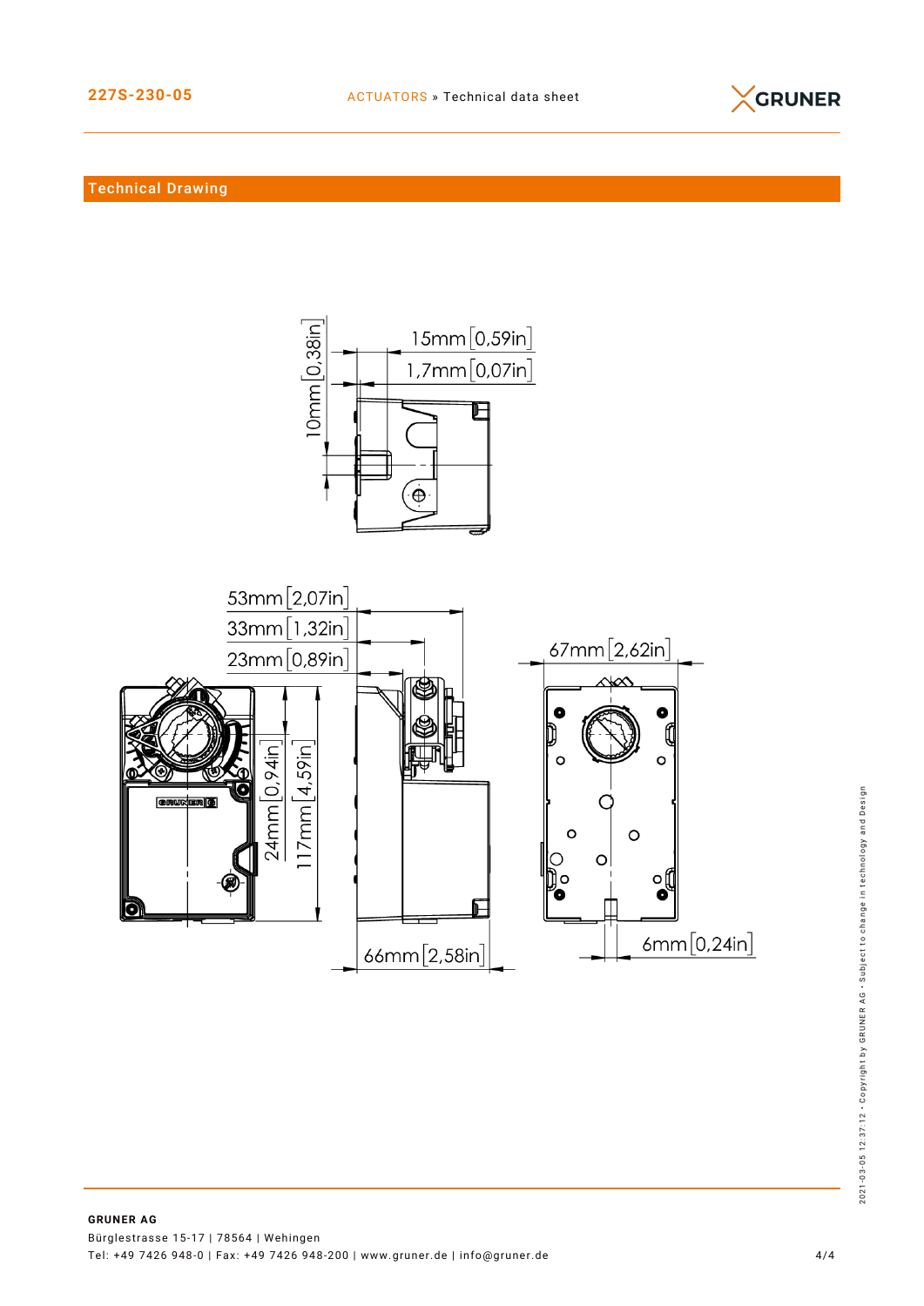## Technical Drawing

15mm [0,59in]
1,7mm [0,07in]
10mm [0,38in]

53mm [2,07in]
33mm [1,32in]
23mm [0,89in]
24mm [0,94in]
117mm [4,59in]
66mm [2,58in]
67mm [2,62in]
6mm [0,24in]

2021-03-05 12:37:12 • Copyright by GRUNER AG • Subject to change in technology and Design

**GRUNER AG**
Bürglestrasse 15-17 | 78564 | Wehingen
Tel: +49 7426 948-0 | Fax: +49 7426 948-200 | www.gruner.de | info@gruner.de